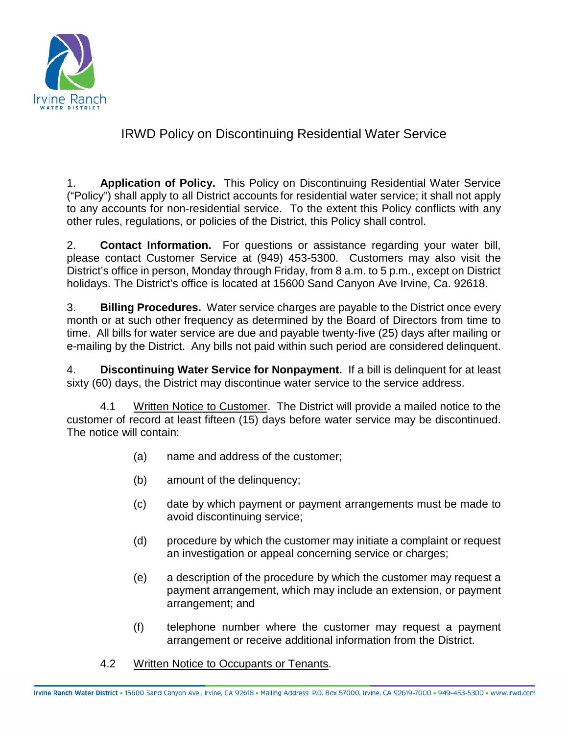# IRWD Policy on Discontinuing Residential Water Service

1. **Application of Policy.** This Policy on Discontinuing Residential Water Service ("Policy") shall apply to all District accounts for residential water service; it shall not apply to any accounts for non-residential service. To the extent this Policy conflicts with any other rules, regulations, or policies of the District, this Policy shall control.

2. **Contact Information.** For questions or assistance regarding your water bill, please contact Customer Service at (949) 453-5300. Customers may also visit the District's office in person, Monday through Friday, from 8 a.m. to 5 p.m., except on District holidays. The District's office is located at 15600 Sand Canyon Ave Irvine, Ca. 92618.

3. **Billing Procedures.** Water service charges are payable to the District once every month or at such other frequency as determined by the Board of Directors from time to time. All bills for water service are due and payable twenty-five (25) days after mailing or e-mailing by the District. Any bills not paid within such period are considered delinquent.

4. **Discontinuing Water Service for Nonpayment.** If a bill is delinquent for at least sixty (60) days, the District may discontinue water service to the service address.

4.1 Written Notice to Customer. The District will provide a mailed notice to the customer of record at least fifteen (15) days before water service may be discontinued. The notice will contain:

(a) name and address of the customer;

(b) amount of the delinquency;

(c) date by which payment or payment arrangements must be made to avoid discontinuing service;

(d) procedure by which the customer may initiate a complaint or request an investigation or appeal concerning service or charges;

(e) a description of the procedure by which the customer may request a payment arrangement, which may include an extension, or payment arrangement; and

(f) telephone number where the customer may request a payment arrangement or receive additional information from the District.

4.2 Written Notice to Occupants or Tenants.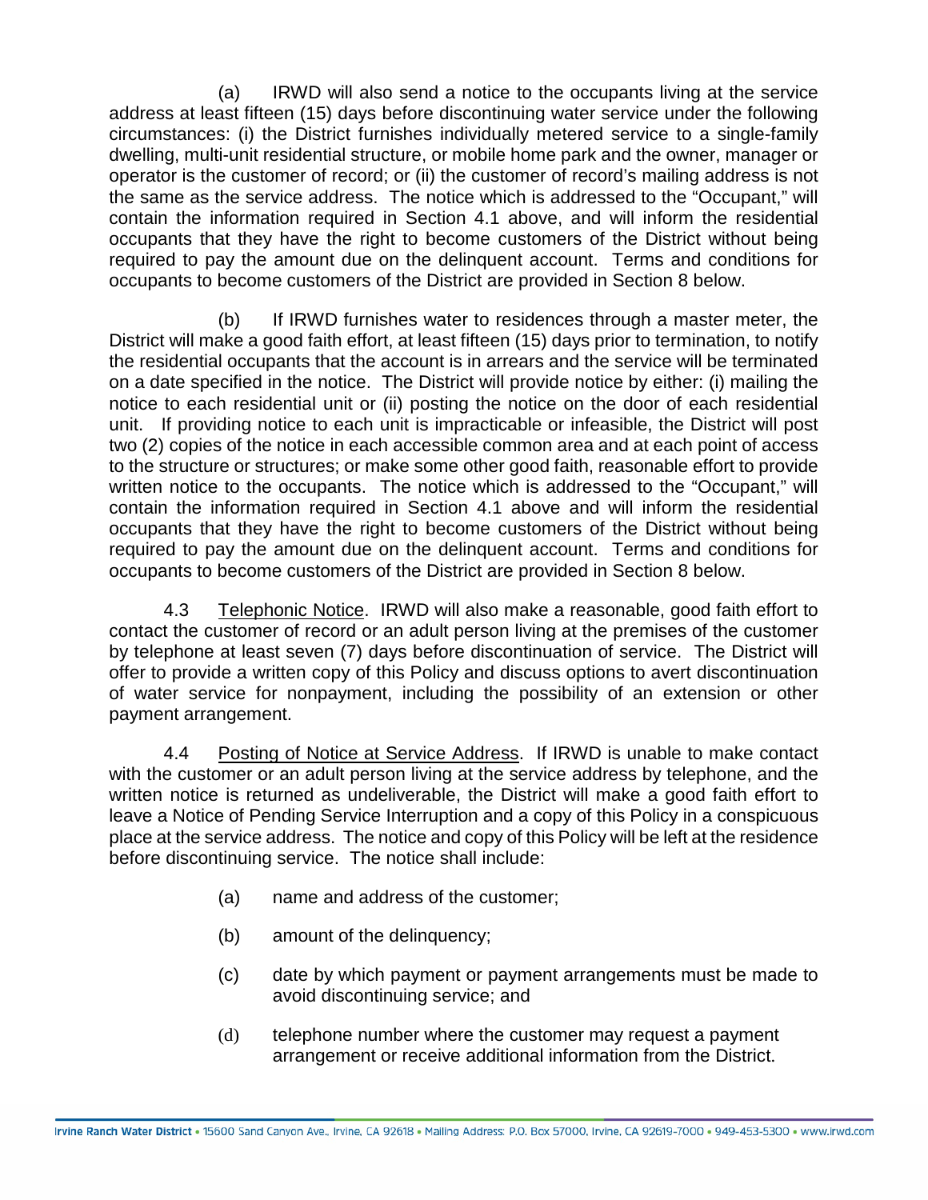(a) IRWD will also send a notice to the occupants living at the service address at least fifteen (15) days before discontinuing water service under the following circumstances: (i) the District furnishes individually metered service to a single-family dwelling, multi-unit residential structure, or mobile home park and the owner, manager or operator is the customer of record; or (ii) the customer of record's mailing address is not the same as the service address. The notice which is addressed to the "Occupant," will contain the information required in Section 4.1 above, and will inform the residential occupants that they have the right to become customers of the District without being required to pay the amount due on the delinquent account. Terms and conditions for occupants to become customers of the District are provided in Section 8 below.

(b) If IRWD furnishes water to residences through a master meter, the District will make a good faith effort, at least fifteen (15) days prior to termination, to notify the residential occupants that the account is in arrears and the service will be terminated on a date specified in the notice. The District will provide notice by either: (i) mailing the notice to each residential unit or (ii) posting the notice on the door of each residential unit. If providing notice to each unit is impracticable or infeasible, the District will post two (2) copies of the notice in each accessible common area and at each point of access to the structure or structures; or make some other good faith, reasonable effort to provide written notice to the occupants. The notice which is addressed to the "Occupant," will contain the information required in Section 4.1 above and will inform the residential occupants that they have the right to become customers of the District without being required to pay the amount due on the delinquent account. Terms and conditions for occupants to become customers of the District are provided in Section 8 below.

4.3 <u>Telephonic Notice</u>. IRWD will also make a reasonable, good faith effort to contact the customer of record or an adult person living at the premises of the customer by telephone at least seven (7) days before discontinuation of service. The District will offer to provide a written copy of this Policy and discuss options to avert discontinuation of water service for nonpayment, including the possibility of an extension or other payment arrangement.

4.4 <u>Posting of Notice at Service Address</u>. If IRWD is unable to make contact with the customer or an adult person living at the service address by telephone, and the written notice is returned as undeliverable, the District will make a good faith effort to leave a Notice of Pending Service Interruption and a copy of this Policy in a conspicuous place at the service address. The notice and copy of this Policy will be left at the residence before discontinuing service. The notice shall include:

(a) name and address of the customer;

(b) amount of the delinquency;

(c) date by which payment or payment arrangements must be made to avoid discontinuing service; and

(d) telephone number where the customer may request a payment arrangement or receive additional information from the District.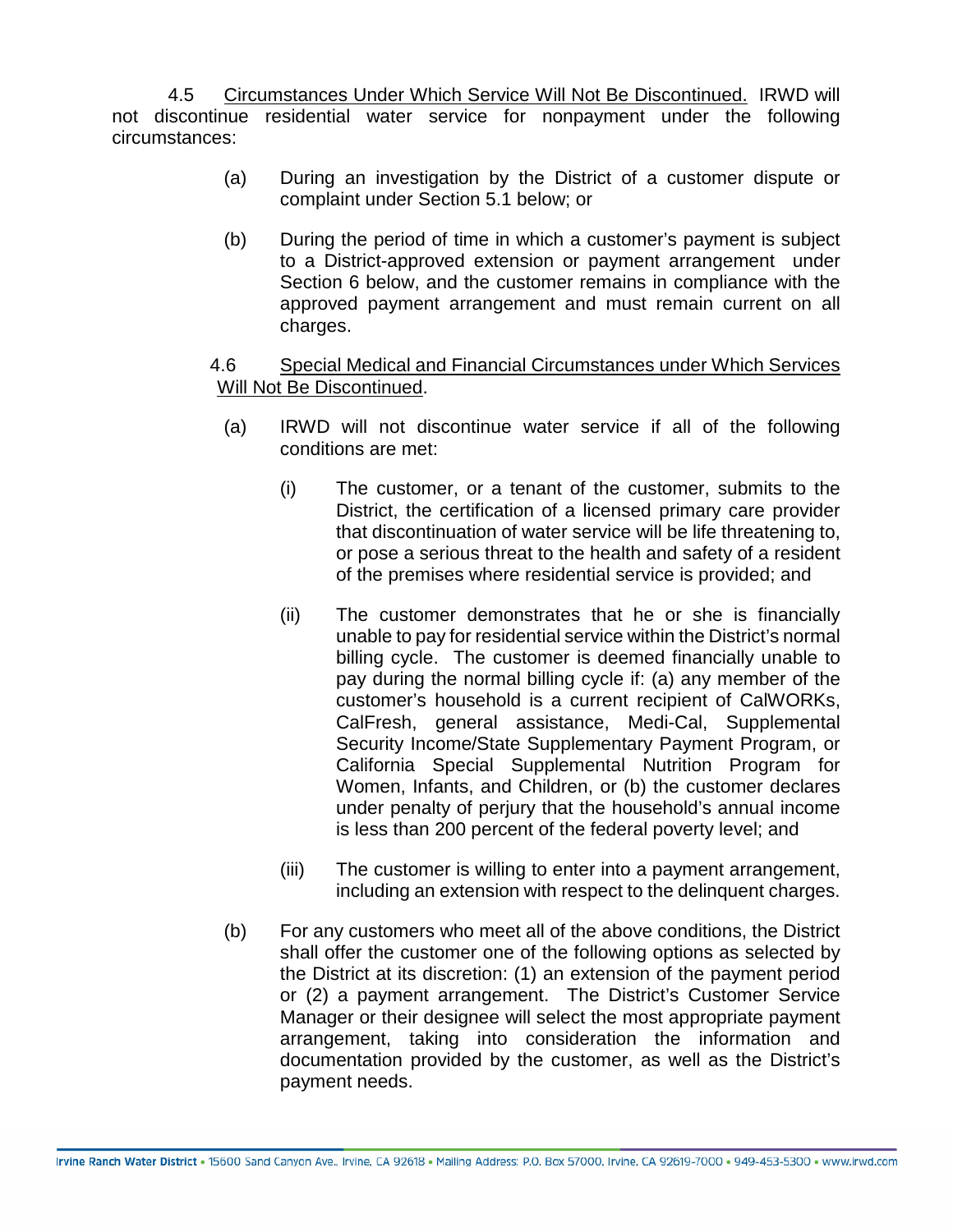4.5 Circumstances Under Which Service Will Not Be Discontinued. IRWD will not discontinue residential water service for nonpayment under the following circumstances:

(a) During an investigation by the District of a customer dispute or complaint under Section 5.1 below; or

(b) During the period of time in which a customer's payment is subject to a District-approved extension or payment arrangement under Section 6 below, and the customer remains in compliance with the approved payment arrangement and must remain current on all charges.

4.6 Special Medical and Financial Circumstances under Which Services Will Not Be Discontinued.

(a) IRWD will not discontinue water service if all of the following conditions are met:

(i) The customer, or a tenant of the customer, submits to the District, the certification of a licensed primary care provider that discontinuation of water service will be life threatening to, or pose a serious threat to the health and safety of a resident of the premises where residential service is provided; and

(ii) The customer demonstrates that he or she is financially unable to pay for residential service within the District's normal billing cycle. The customer is deemed financially unable to pay during the normal billing cycle if: (a) any member of the customer's household is a current recipient of CalWORKs, CalFresh, general assistance, Medi-Cal, Supplemental Security Income/State Supplementary Payment Program, or California Special Supplemental Nutrition Program for Women, Infants, and Children, or (b) the customer declares under penalty of perjury that the household's annual income is less than 200 percent of the federal poverty level; and

(iii) The customer is willing to enter into a payment arrangement, including an extension with respect to the delinquent charges.

(b) For any customers who meet all of the above conditions, the District shall offer the customer one of the following options as selected by the District at its discretion: (1) an extension of the payment period or (2) a payment arrangement. The District's Customer Service Manager or their designee will select the most appropriate payment arrangement, taking into consideration the information and documentation provided by the customer, as well as the District's payment needs.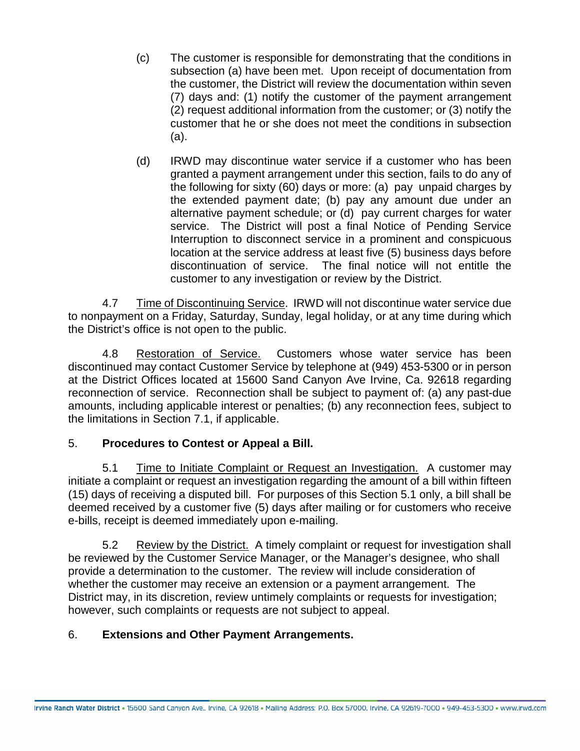(c) The customer is responsible for demonstrating that the conditions in subsection (a) have been met. Upon receipt of documentation from the customer, the District will review the documentation within seven (7) days and: (1) notify the customer of the payment arrangement (2) request additional information from the customer; or (3) notify the customer that he or she does not meet the conditions in subsection (a).

(d) IRWD may discontinue water service if a customer who has been granted a payment arrangement under this section, fails to do any of the following for sixty (60) days or more: (a) pay unpaid charges by the extended payment date; (b) pay any amount due under an alternative payment schedule; or (d) pay current charges for water service. The District will post a final Notice of Pending Service Interruption to disconnect service in a prominent and conspicuous location at the service address at least five (5) business days before discontinuation of service. The final notice will not entitle the customer to any investigation or review by the District.

4.7 Time of Discontinuing Service. IRWD will not discontinue water service due to nonpayment on a Friday, Saturday, Sunday, legal holiday, or at any time during which the District's office is not open to the public.

4.8 Restoration of Service. Customers whose water service has been discontinued may contact Customer Service by telephone at (949) 453-5300 or in person at the District Offices located at 15600 Sand Canyon Ave Irvine, Ca. 92618 regarding reconnection of service. Reconnection shall be subject to payment of: (a) any past-due amounts, including applicable interest or penalties; (b) any reconnection fees, subject to the limitations in Section 7.1, if applicable.

## 5. Procedures to Contest or Appeal a Bill.

5.1 Time to Initiate Complaint or Request an Investigation. A customer may initiate a complaint or request an investigation regarding the amount of a bill within fifteen (15) days of receiving a disputed bill. For purposes of this Section 5.1 only, a bill shall be deemed received by a customer five (5) days after mailing or for customers who receive e-bills, receipt is deemed immediately upon e-mailing.

5.2 Review by the District. A timely complaint or request for investigation shall be reviewed by the Customer Service Manager, or the Manager's designee, who shall provide a determination to the customer. The review will include consideration of whether the customer may receive an extension or a payment arrangement. The District may, in its discretion, review untimely complaints or requests for investigation; however, such complaints or requests are not subject to appeal.

## 6. Extensions and Other Payment Arrangements.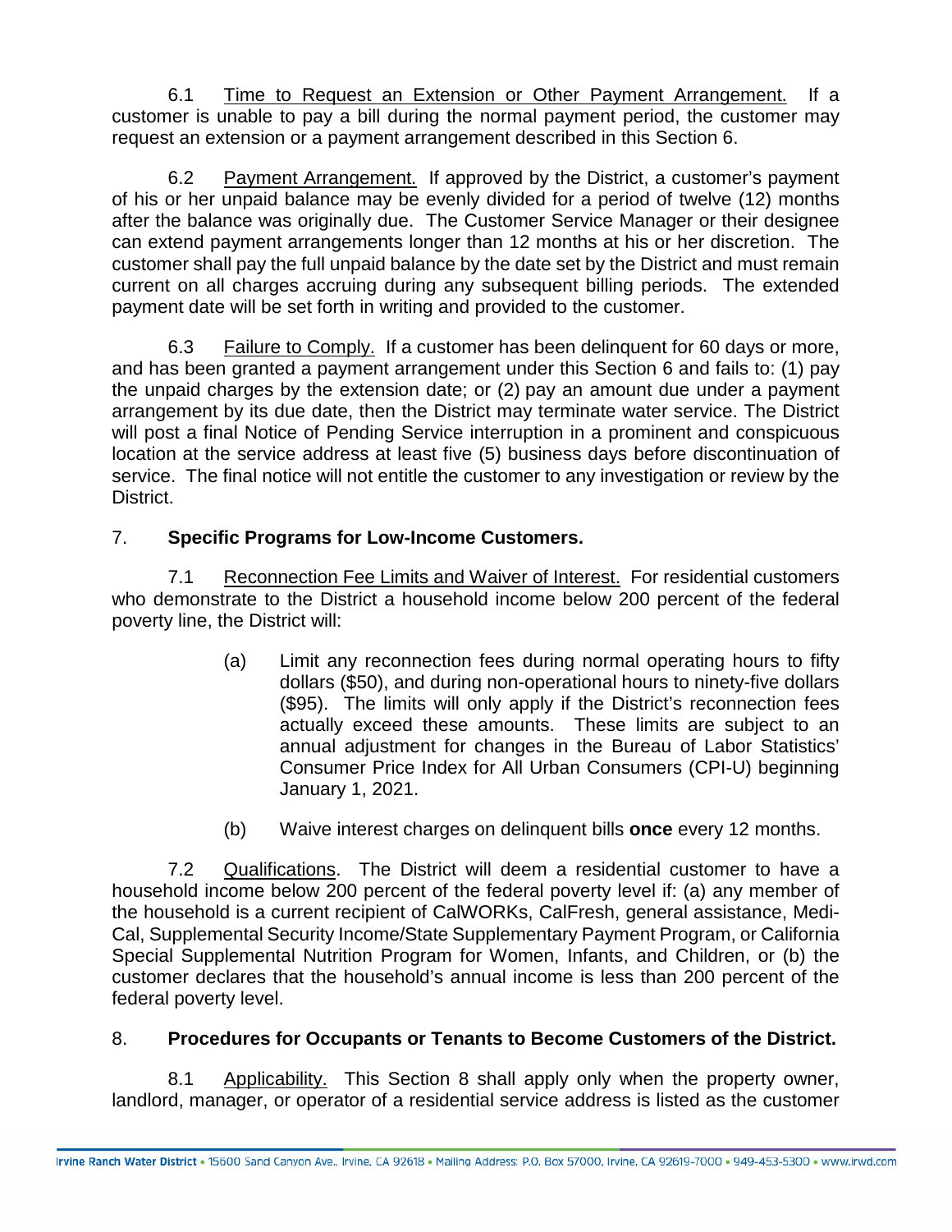6.1 Time to Request an Extension or Other Payment Arrangement. If a customer is unable to pay a bill during the normal payment period, the customer may request an extension or a payment arrangement described in this Section 6.

6.2 Payment Arrangement. If approved by the District, a customer's payment of his or her unpaid balance may be evenly divided for a period of twelve (12) months after the balance was originally due. The Customer Service Manager or their designee can extend payment arrangements longer than 12 months at his or her discretion. The customer shall pay the full unpaid balance by the date set by the District and must remain current on all charges accruing during any subsequent billing periods. The extended payment date will be set forth in writing and provided to the customer.

6.3 Failure to Comply. If a customer has been delinquent for 60 days or more, and has been granted a payment arrangement under this Section 6 and fails to: (1) pay the unpaid charges by the extension date; or (2) pay an amount due under a payment arrangement by its due date, then the District may terminate water service. The District will post a final Notice of Pending Service interruption in a prominent and conspicuous location at the service address at least five (5) business days before discontinuation of service. The final notice will not entitle the customer to any investigation or review by the District.

7. **Specific Programs for Low-Income Customers.**

7.1 Reconnection Fee Limits and Waiver of Interest. For residential customers who demonstrate to the District a household income below 200 percent of the federal poverty line, the District will:

(a) Limit any reconnection fees during normal operating hours to fifty dollars ($50), and during non-operational hours to ninety-five dollars ($95). The limits will only apply if the District's reconnection fees actually exceed these amounts. These limits are subject to an annual adjustment for changes in the Bureau of Labor Statistics' Consumer Price Index for All Urban Consumers (CPI-U) beginning January 1, 2021.

(b) Waive interest charges on delinquent bills **once** every 12 months.

7.2 Qualifications. The District will deem a residential customer to have a household income below 200 percent of the federal poverty level if: (a) any member of the household is a current recipient of CalWORKs, CalFresh, general assistance, Medi-Cal, Supplemental Security Income/State Supplementary Payment Program, or California Special Supplemental Nutrition Program for Women, Infants, and Children, or (b) the customer declares that the household's annual income is less than 200 percent of the federal poverty level.

8. **Procedures for Occupants or Tenants to Become Customers of the District.**

8.1 Applicability. This Section 8 shall apply only when the property owner, landlord, manager, or operator of a residential service address is listed as the customer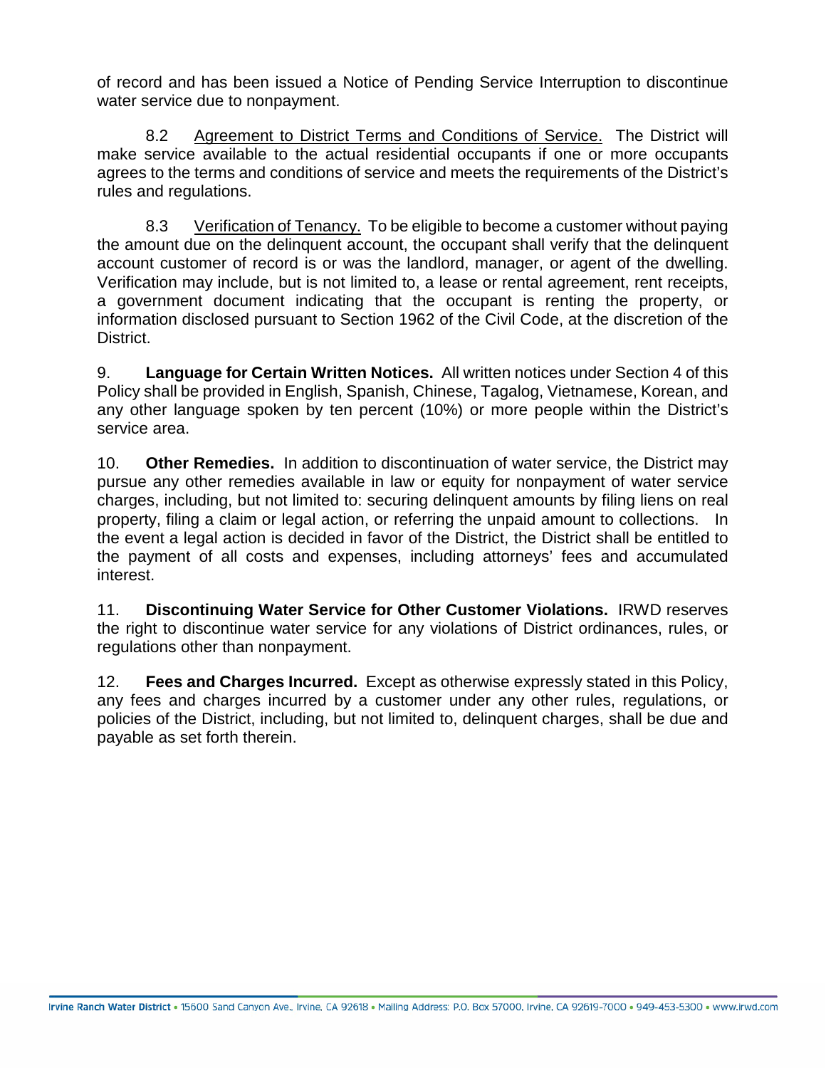of record and has been issued a Notice of Pending Service Interruption to discontinue water service due to nonpayment.

8.2 Agreement to District Terms and Conditions of Service. The District will make service available to the actual residential occupants if one or more occupants agrees to the terms and conditions of service and meets the requirements of the District's rules and regulations.

8.3 Verification of Tenancy. To be eligible to become a customer without paying the amount due on the delinquent account, the occupant shall verify that the delinquent account customer of record is or was the landlord, manager, or agent of the dwelling. Verification may include, but is not limited to, a lease or rental agreement, rent receipts, a government document indicating that the occupant is renting the property, or information disclosed pursuant to Section 1962 of the Civil Code, at the discretion of the District.

9. **Language for Certain Written Notices.** All written notices under Section 4 of this Policy shall be provided in English, Spanish, Chinese, Tagalog, Vietnamese, Korean, and any other language spoken by ten percent (10%) or more people within the District's service area.

10. **Other Remedies.** In addition to discontinuation of water service, the District may pursue any other remedies available in law or equity for nonpayment of water service charges, including, but not limited to: securing delinquent amounts by filing liens on real property, filing a claim or legal action, or referring the unpaid amount to collections. In the event a legal action is decided in favor of the District, the District shall be entitled to the payment of all costs and expenses, including attorneys' fees and accumulated interest.

11. **Discontinuing Water Service for Other Customer Violations.** IRWD reserves the right to discontinue water service for any violations of District ordinances, rules, or regulations other than nonpayment.

12. **Fees and Charges Incurred.** Except as otherwise expressly stated in this Policy, any fees and charges incurred by a customer under any other rules, regulations, or policies of the District, including, but not limited to, delinquent charges, shall be due and payable as set forth therein.